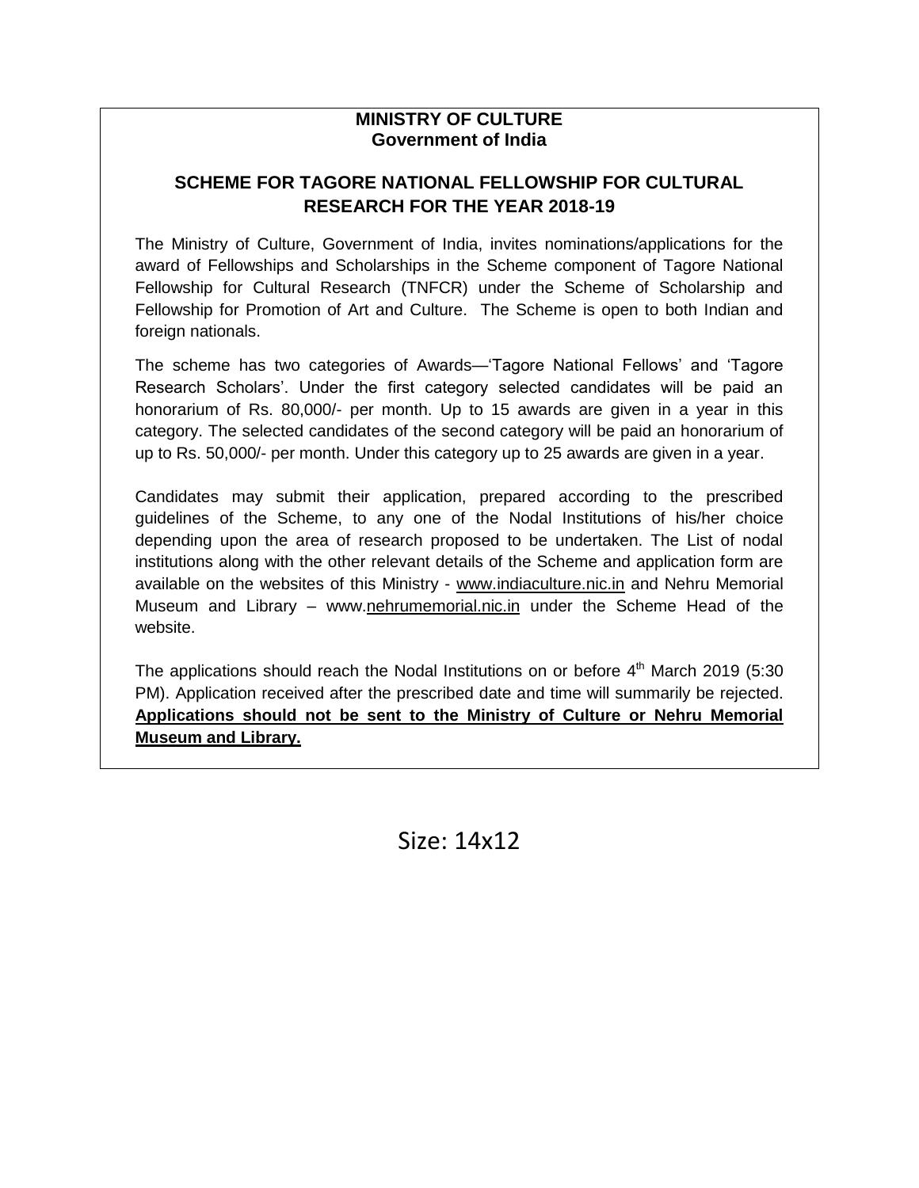**MINISTRY OF CULTURE**
**Government of India**

## SCHEME FOR TAGORE NATIONAL FELLOWSHIP FOR CULTURAL RESEARCH FOR THE YEAR 2018-19

The Ministry of Culture, Government of India, invites nominations/applications for the award of Fellowships and Scholarships in the Scheme component of Tagore National Fellowship for Cultural Research (TNFCR) under the Scheme of Scholarship and Fellowship for Promotion of Art and Culture. The Scheme is open to both Indian and foreign nationals.

The scheme has two categories of Awards—'Tagore National Fellows' and 'Tagore Research Scholars'. Under the first category selected candidates will be paid an honorarium of Rs. 80,000/- per month. Up to 15 awards are given in a year in this category. The selected candidates of the second category will be paid an honorarium of up to Rs. 50,000/- per month. Under this category up to 25 awards are given in a year.

Candidates may submit their application, prepared according to the prescribed guidelines of the Scheme, to any one of the Nodal Institutions of his/her choice depending upon the area of research proposed to be undertaken. The List of nodal institutions along with the other relevant details of the Scheme and application form are available on the websites of this Ministry - www.indiaculture.nic.in and Nehru Memorial Museum and Library – www.nehrumemorial.nic.in under the Scheme Head of the website.

The applications should reach the Nodal Institutions on or before 4th March 2019 (5:30 PM). Application received after the prescribed date and time will summarily be rejected. **Applications should not be sent to the Ministry of Culture or Nehru Memorial Museum and Library.**

Size: 14x12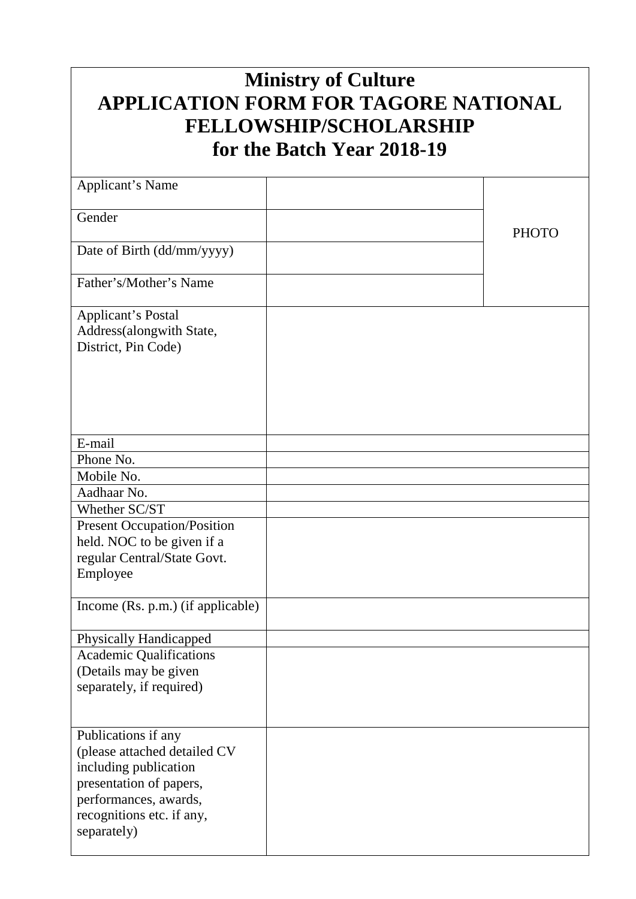# Ministry of Culture
# APPLICATION FORM FOR TAGORE NATIONAL FELLOWSHIP/SCHOLARSHIP
# for the Batch Year 2018-19

| | | |
|---|---|---|
| Applicant's Name | | PHOTO |
| Gender | | |
| Date of Birth (dd/mm/yyyy) | | |
| Father's/Mother's Name | | |
| Applicant's Postal Address(alongwith State, District, Pin Code) | | |
| E-mail | | |
| Phone No. | | |
| Mobile No. | | |
| Aadhaar No. | | |
| Whether SC/ST | | |
| Present Occupation/Position held. NOC to be given if a regular Central/State Govt. Employee | | |
| Income (Rs. p.m.) (if applicable) | | |
| Physically Handicapped | | |
| Academic Qualifications (Details may be given separately, if required) | | |
| Publications if any (please attached detailed CV including publication presentation of papers, performances, awards, recognitions etc. if any, separately) | | |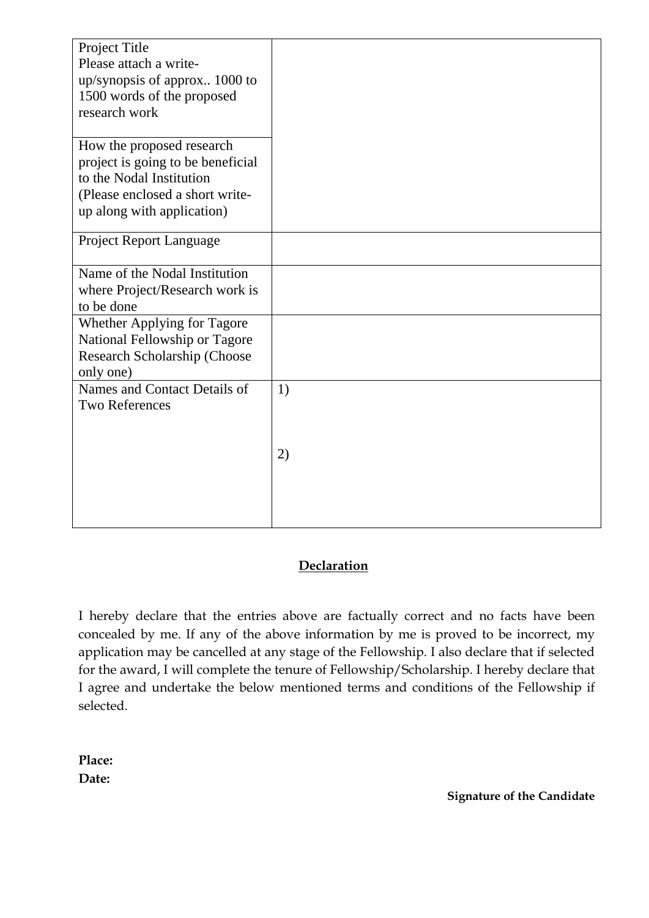| | |
|---|---|
| Project Title<br>Please attach a write-up/synopsis of approx.. 1000 to 1500 words of the proposed research work | |
| How the proposed research project is going to be beneficial to the Nodal Institution<br>(Please enclosed a short write-up along with application) | |
| Project Report Language | |
| Name of the Nodal Institution where Project/Research work is to be done | |
| Whether Applying for Tagore National Fellowship or Tagore Research Scholarship (Choose only one) | |
| Names and Contact Details of Two References | 1)<br><br>2) |

## Declaration

I hereby declare that the entries above are factually correct and no facts have been concealed by me. If any of the above information by me is proved to be incorrect, my application may be cancelled at any stage of the Fellowship. I also declare that if selected for the award, I will complete the tenure of Fellowship/Scholarship. I hereby declare that I agree and undertake the below mentioned terms and conditions of the Fellowship if selected.

**Place:**
**Date:**

**Signature of the Candidate**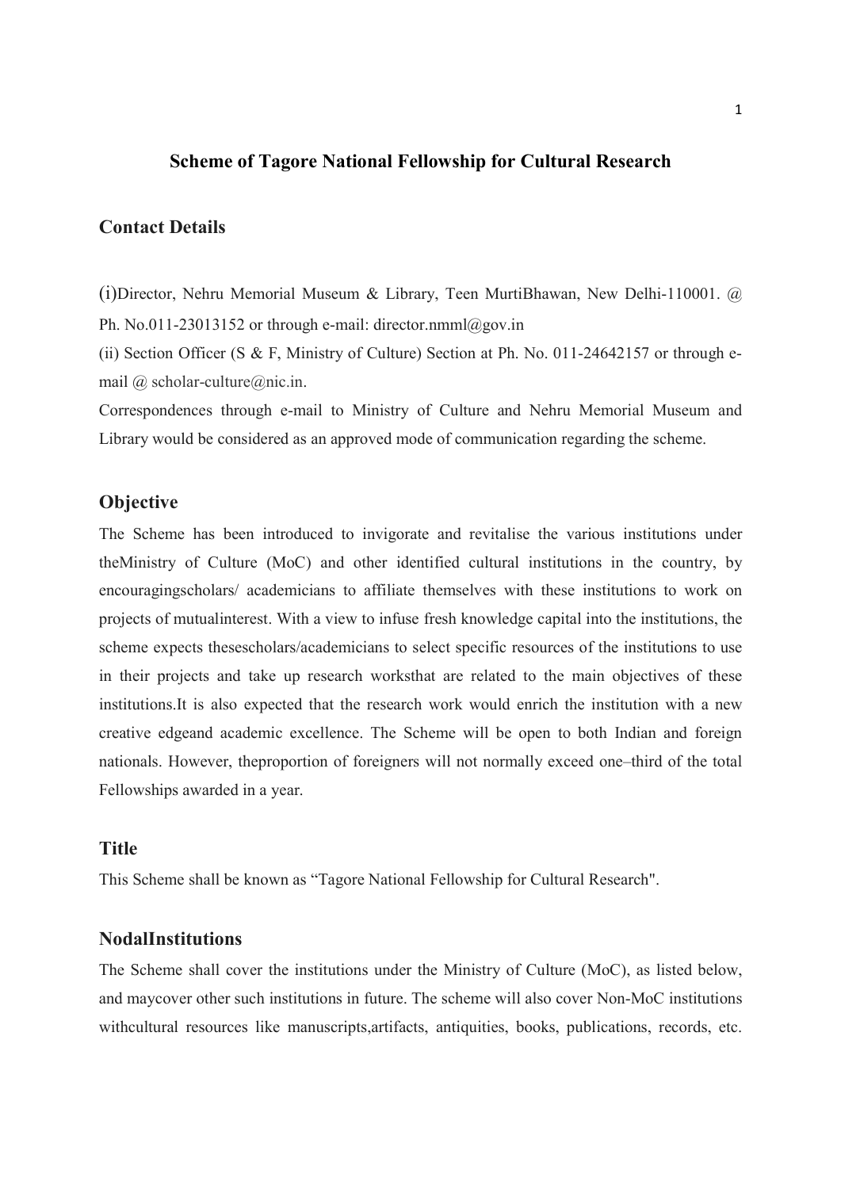## Scheme of Tagore National Fellowship for Cultural Research

### Contact Details

(i)Director, Nehru Memorial Museum & Library, Teen MurtiBhawan, New Delhi-110001. @ Ph. No.011-23013152 or through e-mail: director.nmml@gov.in

(ii) Section Officer (S & F, Ministry of Culture) Section at Ph. No. 011-24642157 or through e-mail @ scholar-culture@nic.in.

Correspondences through e-mail to Ministry of Culture and Nehru Memorial Museum and Library would be considered as an approved mode of communication regarding the scheme.

### Objective

The Scheme has been introduced to invigorate and revitalise the various institutions under theMinistry of Culture (MoC) and other identified cultural institutions in the country, by encouragingscholars/ academicians to affiliate themselves with these institutions to work on projects of mutualinterest. With a view to infuse fresh knowledge capital into the institutions, the scheme expects thesescholars/academicians to select specific resources of the institutions to use in their projects and take up research worksthat are related to the main objectives of these institutions.It is also expected that the research work would enrich the institution with a new creative edgeand academic excellence. The Scheme will be open to both Indian and foreign nationals. However, theproportion of foreigners will not normally exceed one–third of the total Fellowships awarded in a year.

### Title

This Scheme shall be known as "Tagore National Fellowship for Cultural Research".

### NodalInstitutions

The Scheme shall cover the institutions under the Ministry of Culture (MoC), as listed below, and maycover other such institutions in future. The scheme will also cover Non-MoC institutions withcultural resources like manuscripts,artifacts, antiquities, books, publications, records, etc.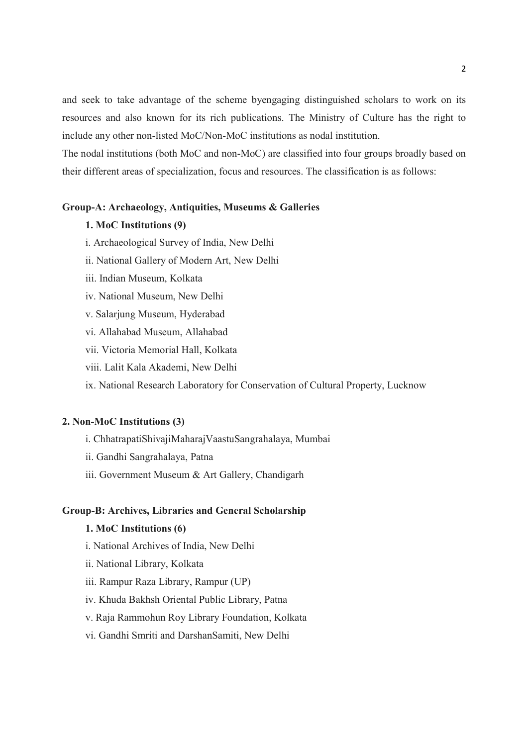and seek to take advantage of the scheme byengaging distinguished scholars to work on its resources and also known for its rich publications. The Ministry of Culture has the right to include any other non-listed MoC/Non-MoC institutions as nodal institution.

The nodal institutions (both MoC and non-MoC) are classified into four groups broadly based on their different areas of specialization, focus and resources. The classification is as follows:

**Group-A: Archaeology, Antiquities, Museums & Galleries**

**1. MoC Institutions (9)**

i. Archaeological Survey of India, New Delhi

ii. National Gallery of Modern Art, New Delhi

iii. Indian Museum, Kolkata

iv. National Museum, New Delhi

v. Salarjung Museum, Hyderabad

vi. Allahabad Museum, Allahabad

vii. Victoria Memorial Hall, Kolkata

viii. Lalit Kala Akademi, New Delhi

ix. National Research Laboratory for Conservation of Cultural Property, Lucknow

**2. Non-MoC Institutions (3)**

i. ChhatrapatiShivajiMaharajVaastuSangrahalaya, Mumbai

ii. Gandhi Sangrahalaya, Patna

iii. Government Museum & Art Gallery, Chandigarh

**Group-B: Archives, Libraries and General Scholarship**

**1. MoC Institutions (6)**

i. National Archives of India, New Delhi

ii. National Library, Kolkata

iii. Rampur Raza Library, Rampur (UP)

iv. Khuda Bakhsh Oriental Public Library, Patna

v. Raja Rammohun Roy Library Foundation, Kolkata

vi. Gandhi Smriti and DarshanSamiti, New Delhi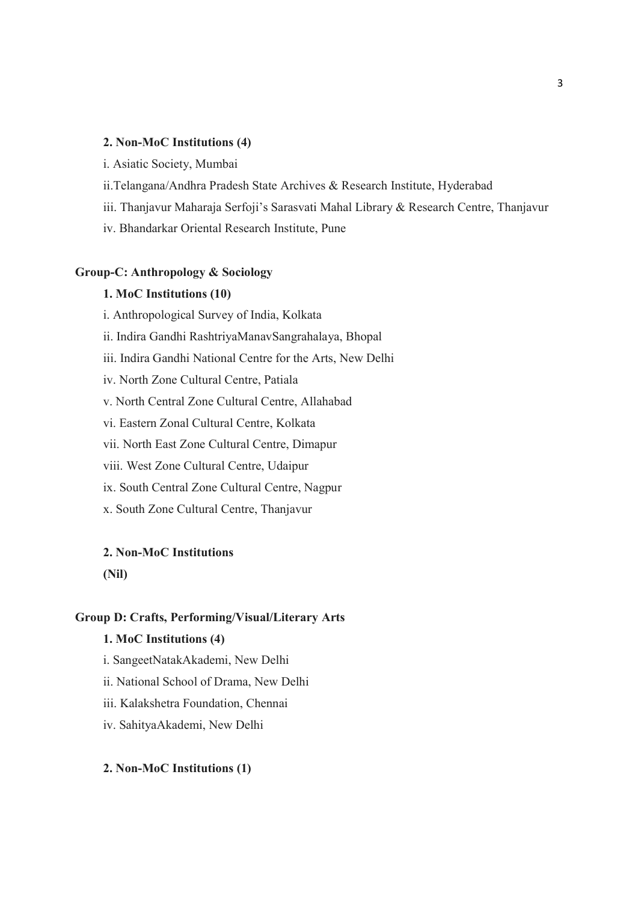**2. Non-MoC Institutions (4)**

i. Asiatic Society, Mumbai

ii.Telangana/Andhra Pradesh State Archives & Research Institute, Hyderabad

iii. Thanjavur Maharaja Serfoji's Sarasvati Mahal Library & Research Centre, Thanjavur

iv. Bhandarkar Oriental Research Institute, Pune

**Group-C: Anthropology & Sociology**

**1. MoC Institutions (10)**

i. Anthropological Survey of India, Kolkata

ii. Indira Gandhi RashtriyaManavSangrahalaya, Bhopal

iii. Indira Gandhi National Centre for the Arts, New Delhi

iv. North Zone Cultural Centre, Patiala

v. North Central Zone Cultural Centre, Allahabad

vi. Eastern Zonal Cultural Centre, Kolkata

vii. North East Zone Cultural Centre, Dimapur

viii. West Zone Cultural Centre, Udaipur

ix. South Central Zone Cultural Centre, Nagpur

x. South Zone Cultural Centre, Thanjavur

**2. Non-MoC Institutions**

**(Nil)**

**Group D: Crafts, Performing/Visual/Literary Arts**

**1. MoC Institutions (4)**

i. SangeetNatakAkademi, New Delhi

ii. National School of Drama, New Delhi

iii. Kalakshetra Foundation, Chennai

iv. SahityaAkademi, New Delhi

**2. Non-MoC Institutions (1)**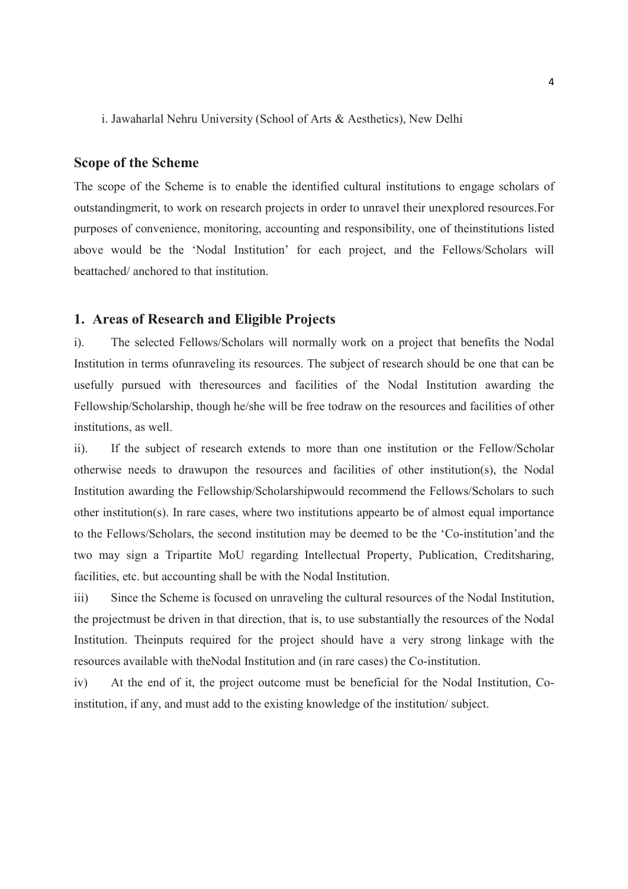i. Jawaharlal Nehru University (School of Arts & Aesthetics), New Delhi

## Scope of the Scheme

The scope of the Scheme is to enable the identified cultural institutions to engage scholars of outstandingmerit, to work on research projects in order to unravel their unexplored resources.For purposes of convenience, monitoring, accounting and responsibility, one of theinstitutions listed above would be the 'Nodal Institution' for each project, and the Fellows/Scholars will beattached/ anchored to that institution.

## 1. Areas of Research and Eligible Projects

i). The selected Fellows/Scholars will normally work on a project that benefits the Nodal Institution in terms ofunraveling its resources. The subject of research should be one that can be usefully pursued with theresources and facilities of the Nodal Institution awarding the Fellowship/Scholarship, though he/she will be free todraw on the resources and facilities of other institutions, as well.

ii). If the subject of research extends to more than one institution or the Fellow/Scholar otherwise needs to drawupon the resources and facilities of other institution(s), the Nodal Institution awarding the Fellowship/Scholarshipwould recommend the Fellows/Scholars to such other institution(s). In rare cases, where two institutions appearto be of almost equal importance to the Fellows/Scholars, the second institution may be deemed to be the 'Co-institution'and the two may sign a Tripartite MoU regarding Intellectual Property, Publication, Creditsharing, facilities, etc. but accounting shall be with the Nodal Institution.

iii) Since the Scheme is focused on unraveling the cultural resources of the Nodal Institution, the projectmust be driven in that direction, that is, to use substantially the resources of the Nodal Institution. Theinputs required for the project should have a very strong linkage with the resources available with theNodal Institution and (in rare cases) the Co-institution.

iv) At the end of it, the project outcome must be beneficial for the Nodal Institution, Co-institution, if any, and must add to the existing knowledge of the institution/ subject.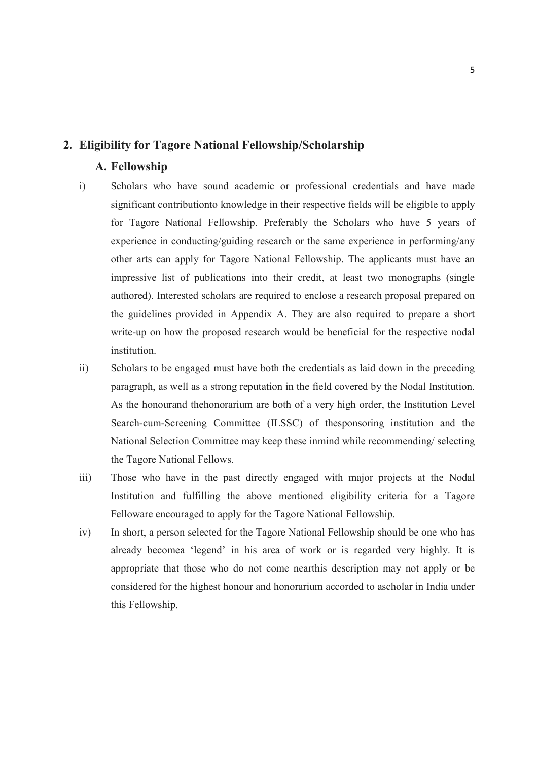## 2. Eligibility for Tagore National Fellowship/Scholarship

### A. Fellowship

i) Scholars who have sound academic or professional credentials and have made significant contributionto knowledge in their respective fields will be eligible to apply for Tagore National Fellowship. Preferably the Scholars who have 5 years of experience in conducting/guiding research or the same experience in performing/any other arts can apply for Tagore National Fellowship. The applicants must have an impressive list of publications into their credit, at least two monographs (single authored). Interested scholars are required to enclose a research proposal prepared on the guidelines provided in Appendix A. They are also required to prepare a short write-up on how the proposed research would be beneficial for the respective nodal institution.

ii) Scholars to be engaged must have both the credentials as laid down in the preceding paragraph, as well as a strong reputation in the field covered by the Nodal Institution. As the honourand thehonorarium are both of a very high order, the Institution Level Search-cum-Screening Committee (ILSSC) of thesponsoring institution and the National Selection Committee may keep these inmind while recommending/ selecting the Tagore National Fellows.

iii) Those who have in the past directly engaged with major projects at the Nodal Institution and fulfilling the above mentioned eligibility criteria for a Tagore Felloware encouraged to apply for the Tagore National Fellowship.

iv) In short, a person selected for the Tagore National Fellowship should be one who has already becomea 'legend' in his area of work or is regarded very highly. It is appropriate that those who do not come nearthis description may not apply or be considered for the highest honour and honorarium accorded to ascholar in India under this Fellowship.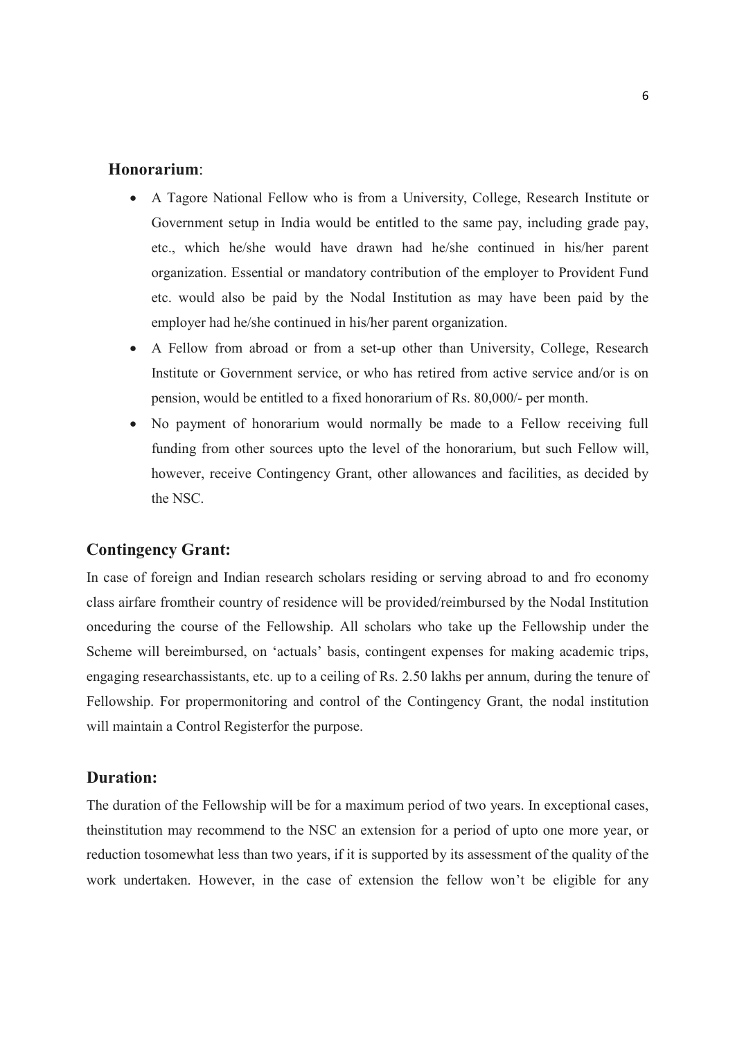## Honorarium:

- A Tagore National Fellow who is from a University, College, Research Institute or Government setup in India would be entitled to the same pay, including grade pay, etc., which he/she would have drawn had he/she continued in his/her parent organization. Essential or mandatory contribution of the employer to Provident Fund etc. would also be paid by the Nodal Institution as may have been paid by the employer had he/she continued in his/her parent organization.
- A Fellow from abroad or from a set-up other than University, College, Research Institute or Government service, or who has retired from active service and/or is on pension, would be entitled to a fixed honorarium of Rs. 80,000/- per month.
- No payment of honorarium would normally be made to a Fellow receiving full funding from other sources upto the level of the honorarium, but such Fellow will, however, receive Contingency Grant, other allowances and facilities, as decided by the NSC.

## Contingency Grant:

In case of foreign and Indian research scholars residing or serving abroad to and fro economy class airfare fromtheir country of residence will be provided/reimbursed by the Nodal Institution onceduring the course of the Fellowship. All scholars who take up the Fellowship under the Scheme will bereimbursed, on 'actuals' basis, contingent expenses for making academic trips, engaging researchassistants, etc. up to a ceiling of Rs. 2.50 lakhs per annum, during the tenure of Fellowship. For propermonitoring and control of the Contingency Grant, the nodal institution will maintain a Control Registerfor the purpose.

## Duration:

The duration of the Fellowship will be for a maximum period of two years. In exceptional cases, theinstitution may recommend to the NSC an extension for a period of upto one more year, or reduction tosomewhat less than two years, if it is supported by its assessment of the quality of the work undertaken. However, in the case of extension the fellow won't be eligible for any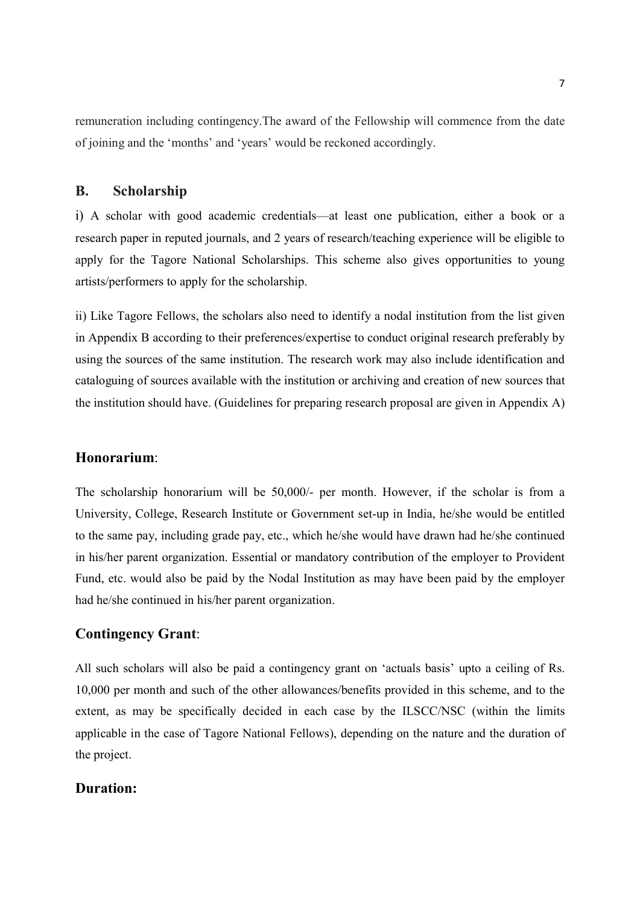remuneration including contingency.The award of the Fellowship will commence from the date of joining and the 'months' and 'years' would be reckoned accordingly.

## B. Scholarship

i) A scholar with good academic credentials—at least one publication, either a book or a research paper in reputed journals, and 2 years of research/teaching experience will be eligible to apply for the Tagore National Scholarships. This scheme also gives opportunities to young artists/performers to apply for the scholarship.

ii) Like Tagore Fellows, the scholars also need to identify a nodal institution from the list given in Appendix B according to their preferences/expertise to conduct original research preferably by using the sources of the same institution. The research work may also include identification and cataloguing of sources available with the institution or archiving and creation of new sources that the institution should have. (Guidelines for preparing research proposal are given in Appendix A)

### Honorarium:

The scholarship honorarium will be 50,000/- per month. However, if the scholar is from a University, College, Research Institute or Government set-up in India, he/she would be entitled to the same pay, including grade pay, etc., which he/she would have drawn had he/she continued in his/her parent organization. Essential or mandatory contribution of the employer to Provident Fund, etc. would also be paid by the Nodal Institution as may have been paid by the employer had he/she continued in his/her parent organization.

### Contingency Grant:

All such scholars will also be paid a contingency grant on 'actuals basis' upto a ceiling of Rs. 10,000 per month and such of the other allowances/benefits provided in this scheme, and to the extent, as may be specifically decided in each case by the ILSCC/NSC (within the limits applicable in the case of Tagore National Fellows), depending on the nature and the duration of the project.

### Duration: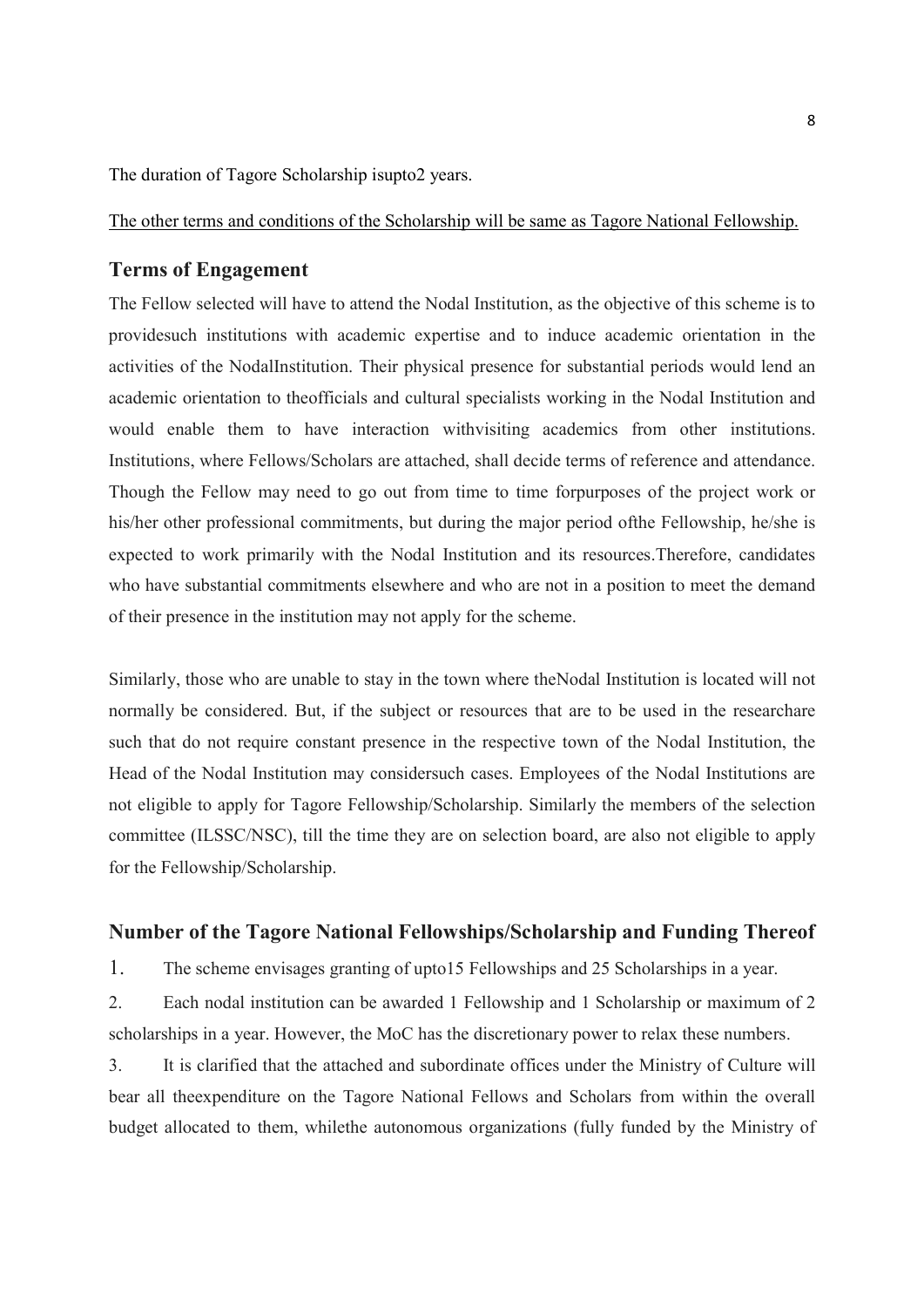The duration of Tagore Scholarship isupto2 years.

<u>The other terms and conditions of the Scholarship will be same as Tagore National Fellowship.</u>

## Terms of Engagement

The Fellow selected will have to attend the Nodal Institution, as the objective of this scheme is to providesuch institutions with academic expertise and to induce academic orientation in the activities of the NodalInstitution. Their physical presence for substantial periods would lend an academic orientation to theofficials and cultural specialists working in the Nodal Institution and would enable them to have interaction withvisiting academics from other institutions. Institutions, where Fellows/Scholars are attached, shall decide terms of reference and attendance. Though the Fellow may need to go out from time to time forpurposes of the project work or his/her other professional commitments, but during the major period ofthe Fellowship, he/she is expected to work primarily with the Nodal Institution and its resources.Therefore, candidates who have substantial commitments elsewhere and who are not in a position to meet the demand of their presence in the institution may not apply for the scheme.

Similarly, those who are unable to stay in the town where theNodal Institution is located will not normally be considered. But, if the subject or resources that are to be used in the researchare such that do not require constant presence in the respective town of the Nodal Institution, the Head of the Nodal Institution may considersuch cases. Employees of the Nodal Institutions are not eligible to apply for Tagore Fellowship/Scholarship. Similarly the members of the selection committee (ILSSC/NSC), till the time they are on selection board, are also not eligible to apply for the Fellowship/Scholarship.

## Number of the Tagore National Fellowships/Scholarship and Funding Thereof

1. The scheme envisages granting of upto15 Fellowships and 25 Scholarships in a year.
2. Each nodal institution can be awarded 1 Fellowship and 1 Scholarship or maximum of 2 scholarships in a year. However, the MoC has the discretionary power to relax these numbers.
3. It is clarified that the attached and subordinate offices under the Ministry of Culture will bear all theexpenditure on the Tagore National Fellows and Scholars from within the overall budget allocated to them, whilethe autonomous organizations (fully funded by the Ministry of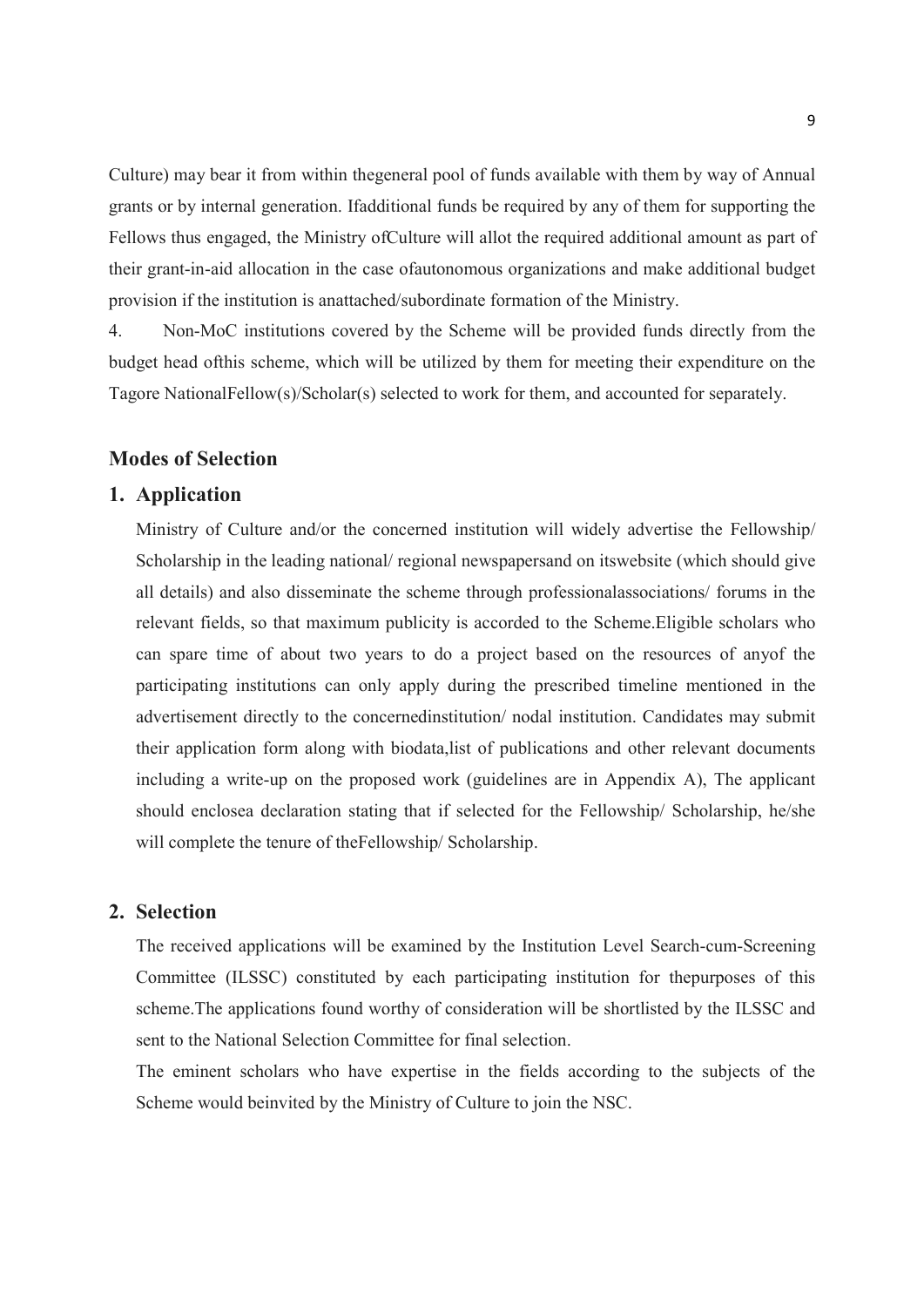Culture) may bear it from within thegeneral pool of funds available with them by way of Annual grants or by internal generation. Ifadditional funds be required by any of them for supporting the Fellows thus engaged, the Ministry ofCulture will allot the required additional amount as part of their grant-in-aid allocation in the case ofautonomous organizations and make additional budget provision if the institution is anattached/subordinate formation of the Ministry.

4. Non-MoC institutions covered by the Scheme will be provided funds directly from the budget head ofthis scheme, which will be utilized by them for meeting their expenditure on the Tagore NationalFellow(s)/Scholar(s) selected to work for them, and accounted for separately.

## Modes of Selection

### 1. Application

Ministry of Culture and/or the concerned institution will widely advertise the Fellowship/ Scholarship in the leading national/ regional newspapersand on itswebsite (which should give all details) and also disseminate the scheme through professionalassociations/ forums in the relevant fields, so that maximum publicity is accorded to the Scheme.Eligible scholars who can spare time of about two years to do a project based on the resources of anyof the participating institutions can only apply during the prescribed timeline mentioned in the advertisement directly to the concernedinstitution/ nodal institution. Candidates may submit their application form along with biodata,list of publications and other relevant documents including a write-up on the proposed work (guidelines are in Appendix A), The applicant should enclosea declaration stating that if selected for the Fellowship/ Scholarship, he/she will complete the tenure of theFellowship/ Scholarship.

### 2. Selection

The received applications will be examined by the Institution Level Search-cum-Screening Committee (ILSSC) constituted by each participating institution for thepurposes of this scheme.The applications found worthy of consideration will be shortlisted by the ILSSC and sent to the National Selection Committee for final selection.

The eminent scholars who have expertise in the fields according to the subjects of the Scheme would beinvited by the Ministry of Culture to join the NSC.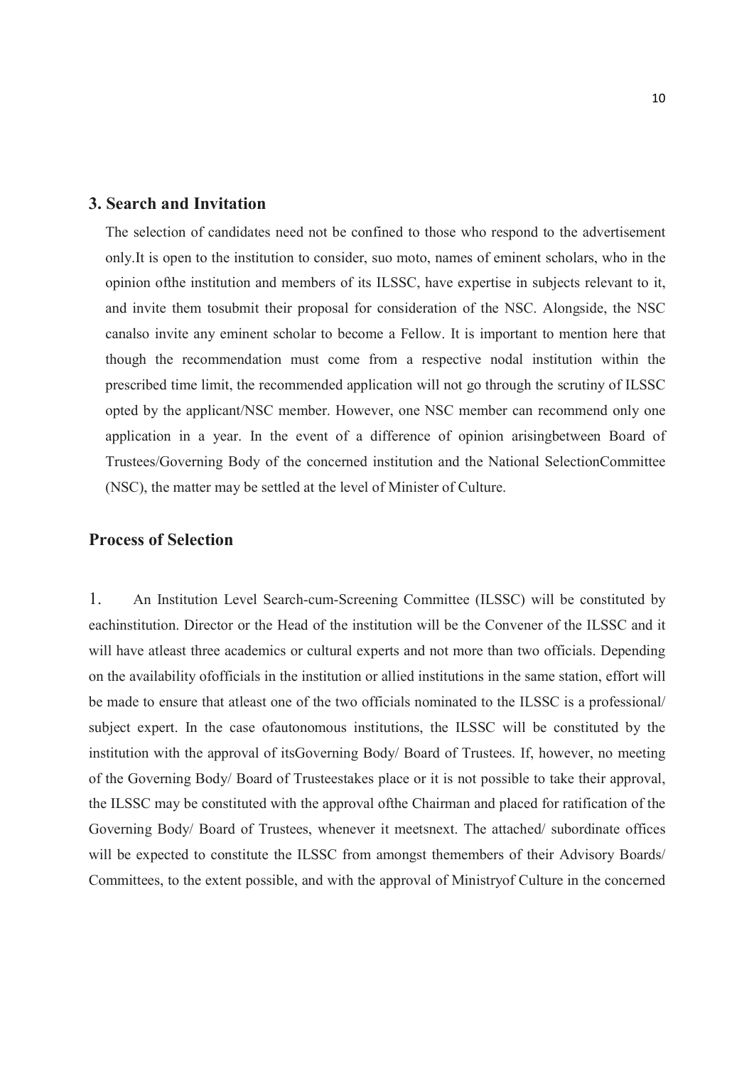## 3. Search and Invitation

The selection of candidates need not be confined to those who respond to the advertisement only.It is open to the institution to consider, suo moto, names of eminent scholars, who in the opinion ofthe institution and members of its ILSSC, have expertise in subjects relevant to it, and invite them tosubmit their proposal for consideration of the NSC. Alongside, the NSC canalso invite any eminent scholar to become a Fellow. It is important to mention here that though the recommendation must come from a respective nodal institution within the prescribed time limit, the recommended application will not go through the scrutiny of ILSSC opted by the applicant/NSC member. However, one NSC member can recommend only one application in a year. In the event of a difference of opinion arisingbetween Board of Trustees/Governing Body of the concerned institution and the National SelectionCommittee (NSC), the matter may be settled at the level of Minister of Culture.

## Process of Selection

1. An Institution Level Search-cum-Screening Committee (ILSSC) will be constituted by eachinstitution. Director or the Head of the institution will be the Convener of the ILSSC and it will have atleast three academics or cultural experts and not more than two officials. Depending on the availability ofofficials in the institution or allied institutions in the same station, effort will be made to ensure that atleast one of the two officials nominated to the ILSSC is a professional/ subject expert. In the case ofautonomous institutions, the ILSSC will be constituted by the institution with the approval of itsGoverning Body/ Board of Trustees. If, however, no meeting of the Governing Body/ Board of Trusteestakes place or it is not possible to take their approval, the ILSSC may be constituted with the approval ofthe Chairman and placed for ratification of the Governing Body/ Board of Trustees, whenever it meetsnext. The attached/ subordinate offices will be expected to constitute the ILSSC from amongst themembers of their Advisory Boards/ Committees, to the extent possible, and with the approval of Ministryof Culture in the concerned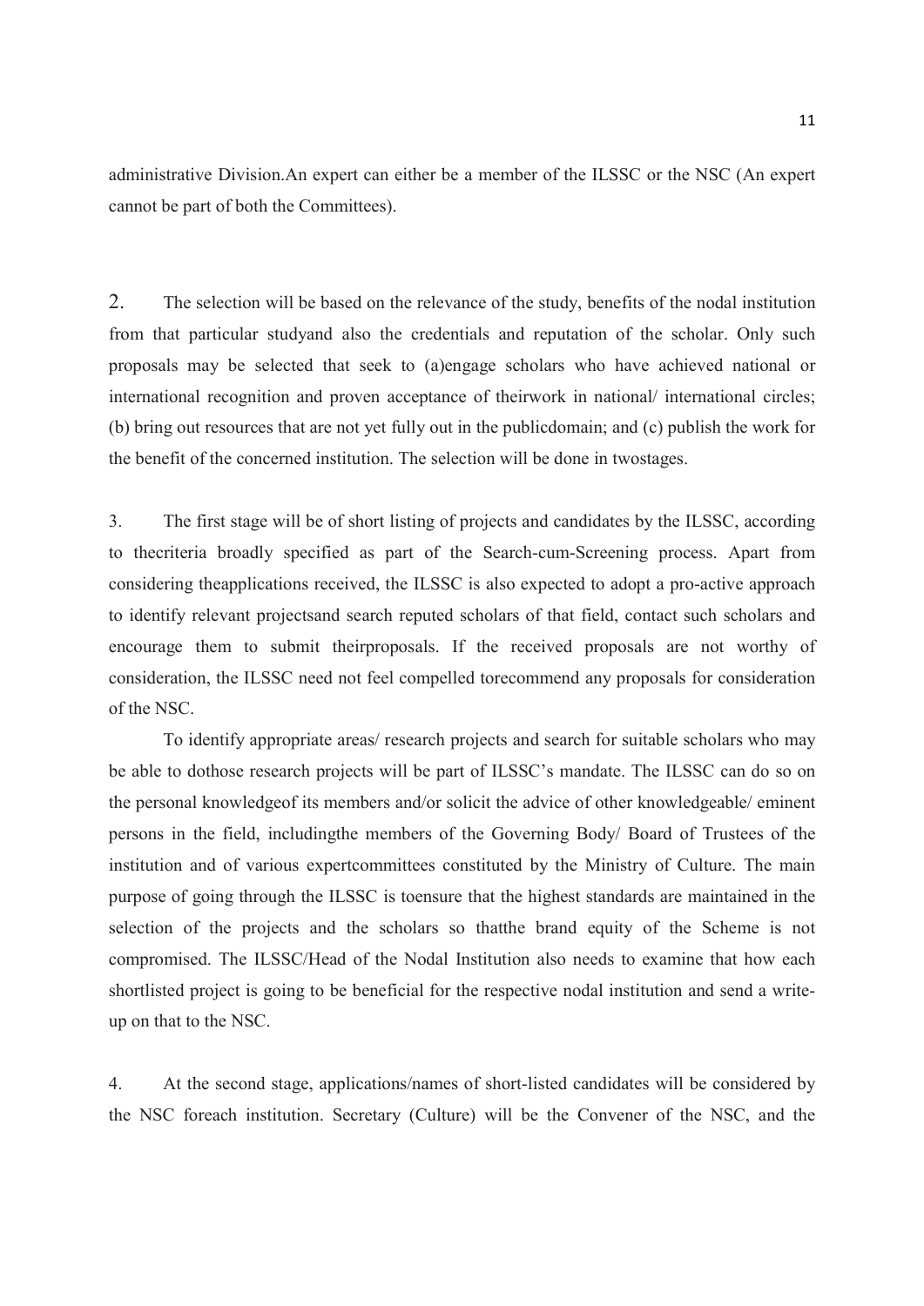administrative Division.An expert can either be a member of the ILSSC or the NSC (An expert cannot be part of both the Committees).

2. The selection will be based on the relevance of the study, benefits of the nodal institution from that particular studyand also the credentials and reputation of the scholar. Only such proposals may be selected that seek to (a)engage scholars who have achieved national or international recognition and proven acceptance of theirwork in national/ international circles; (b) bring out resources that are not yet fully out in the publicdomain; and (c) publish the work for the benefit of the concerned institution. The selection will be done in twostages.

3. The first stage will be of short listing of projects and candidates by the ILSSC, according to thecriteria broadly specified as part of the Search-cum-Screening process. Apart from considering theapplications received, the ILSSC is also expected to adopt a pro-active approach to identify relevant projectsand search reputed scholars of that field, contact such scholars and encourage them to submit theirproposals. If the received proposals are not worthy of consideration, the ILSSC need not feel compelled torecommend any proposals for consideration of the NSC.

To identify appropriate areas/ research projects and search for suitable scholars who may be able to dothose research projects will be part of ILSSC's mandate. The ILSSC can do so on the personal knowledgeof its members and/or solicit the advice of other knowledgeable/ eminent persons in the field, includingthe members of the Governing Body/ Board of Trustees of the institution and of various expertcommittees constituted by the Ministry of Culture. The main purpose of going through the ILSSC is toensure that the highest standards are maintained in the selection of the projects and the scholars so thatthe brand equity of the Scheme is not compromised. The ILSSC/Head of the Nodal Institution also needs to examine that how each shortlisted project is going to be beneficial for the respective nodal institution and send a write-up on that to the NSC.

4. At the second stage, applications/names of short-listed candidates will be considered by the NSC foreach institution. Secretary (Culture) will be the Convener of the NSC, and the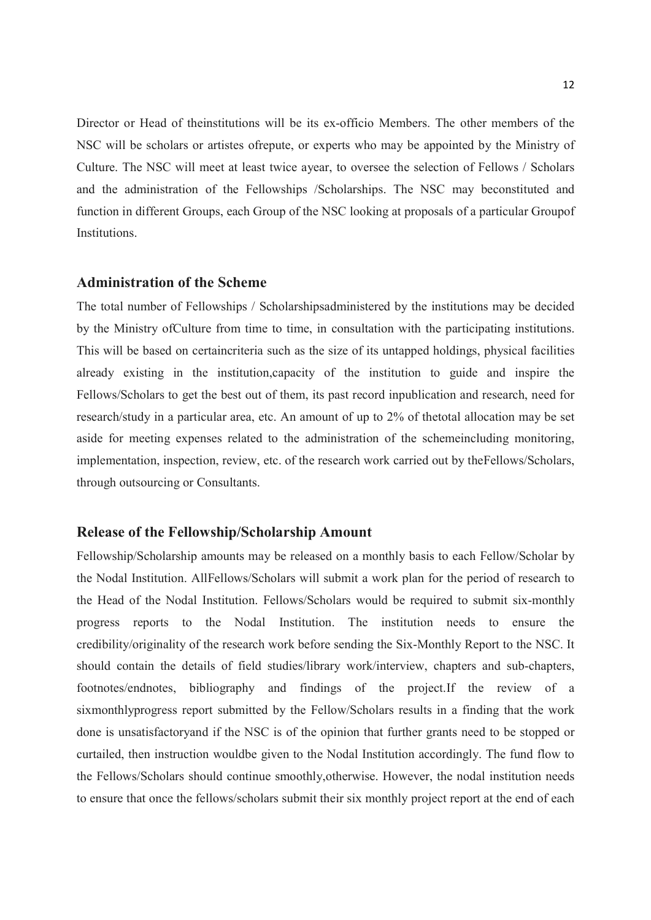Director or Head of theinstitutions will be its ex-officio Members. The other members of the NSC will be scholars or artistes ofrepute, or experts who may be appointed by the Ministry of Culture. The NSC will meet at least twice ayear, to oversee the selection of Fellows / Scholars and the administration of the Fellowships /Scholarships. The NSC may beconstituted and function in different Groups, each Group of the NSC looking at proposals of a particular Groupof Institutions.

## Administration of the Scheme

The total number of Fellowships / Scholarshipsadministered by the institutions may be decided by the Ministry ofCulture from time to time, in consultation with the participating institutions. This will be based on certaincriteria such as the size of its untapped holdings, physical facilities already existing in the institution,capacity of the institution to guide and inspire the Fellows/Scholars to get the best out of them, its past record inpublication and research, need for research/study in a particular area, etc. An amount of up to 2% of thetotal allocation may be set aside for meeting expenses related to the administration of the schemeincluding monitoring, implementation, inspection, review, etc. of the research work carried out by theFellows/Scholars, through outsourcing or Consultants.

## Release of the Fellowship/Scholarship Amount

Fellowship/Scholarship amounts may be released on a monthly basis to each Fellow/Scholar by the Nodal Institution. AllFellows/Scholars will submit a work plan for the period of research to the Head of the Nodal Institution. Fellows/Scholars would be required to submit six-monthly progress reports to the Nodal Institution. The institution needs to ensure the credibility/originality of the research work before sending the Six-Monthly Report to the NSC. It should contain the details of field studies/library work/interview, chapters and sub-chapters, footnotes/endnotes, bibliography and findings of the project.If the review of a sixmonthlyprogress report submitted by the Fellow/Scholars results in a finding that the work done is unsatisfactoryand if the NSC is of the opinion that further grants need to be stopped or curtailed, then instruction wouldbe given to the Nodal Institution accordingly. The fund flow to the Fellows/Scholars should continue smoothly,otherwise. However, the nodal institution needs to ensure that once the fellows/scholars submit their six monthly project report at the end of each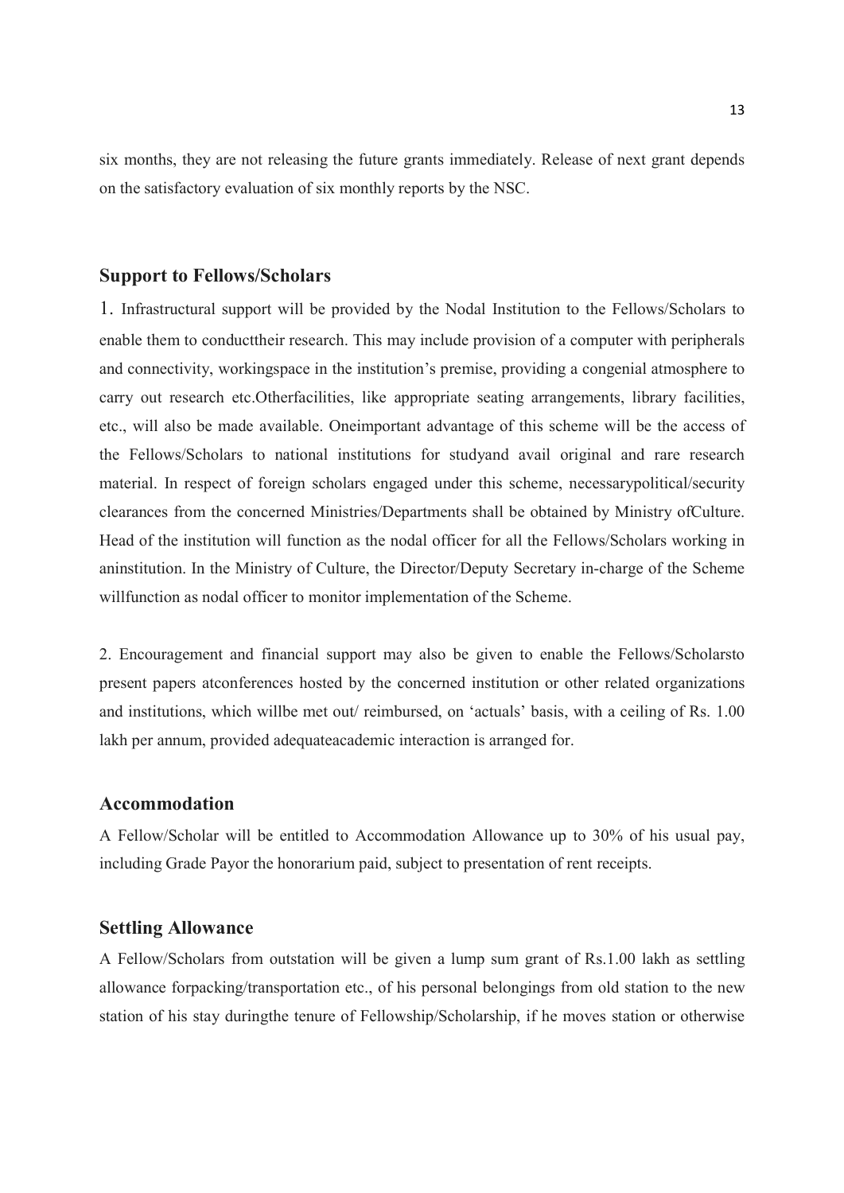six months, they are not releasing the future grants immediately. Release of next grant depends on the satisfactory evaluation of six monthly reports by the NSC.

## Support to Fellows/Scholars

1. Infrastructural support will be provided by the Nodal Institution to the Fellows/Scholars to enable them to conducttheir research. This may include provision of a computer with peripherals and connectivity, workingspace in the institution's premise, providing a congenial atmosphere to carry out research etc.Otherfacilities, like appropriate seating arrangements, library facilities, etc., will also be made available. Oneimportant advantage of this scheme will be the access of the Fellows/Scholars to national institutions for studyand avail original and rare research material. In respect of foreign scholars engaged under this scheme, necessarypolitical/security clearances from the concerned Ministries/Departments shall be obtained by Ministry ofCulture. Head of the institution will function as the nodal officer for all the Fellows/Scholars working in aninstitution. In the Ministry of Culture, the Director/Deputy Secretary in-charge of the Scheme willfunction as nodal officer to monitor implementation of the Scheme.

2. Encouragement and financial support may also be given to enable the Fellows/Scholarsto present papers atconferences hosted by the concerned institution or other related organizations and institutions, which willbe met out/ reimbursed, on 'actuals' basis, with a ceiling of Rs. 1.00 lakh per annum, provided adequateacademic interaction is arranged for.

## Accommodation

A Fellow/Scholar will be entitled to Accommodation Allowance up to 30% of his usual pay, including Grade Payor the honorarium paid, subject to presentation of rent receipts.

## Settling Allowance

A Fellow/Scholars from outstation will be given a lump sum grant of Rs.1.00 lakh as settling allowance forpacking/transportation etc., of his personal belongings from old station to the new station of his stay duringthe tenure of Fellowship/Scholarship, if he moves station or otherwise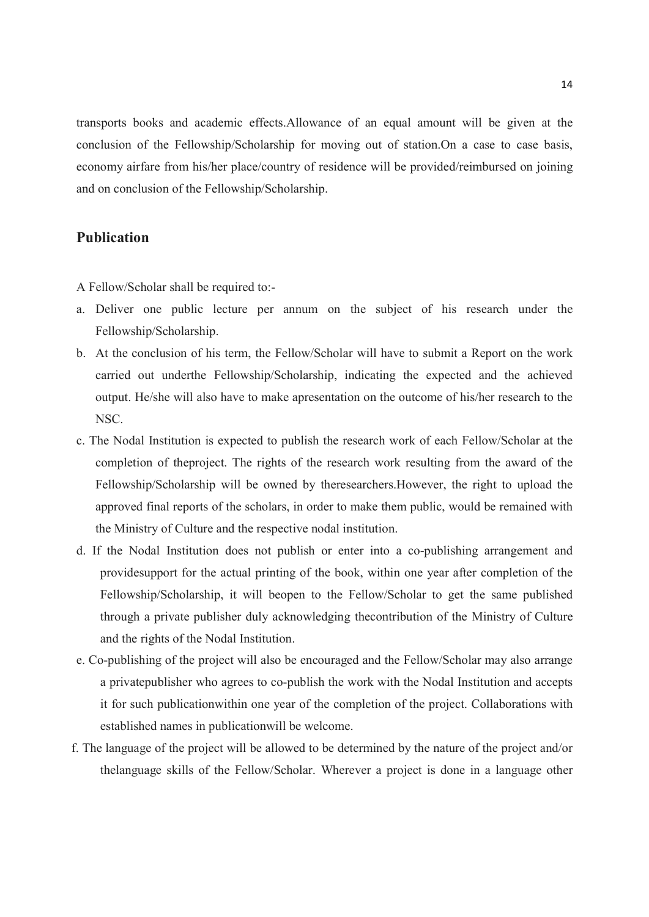transports books and academic effects.Allowance of an equal amount will be given at the conclusion of the Fellowship/Scholarship for moving out of station.On a case to case basis, economy airfare from his/her place/country of residence will be provided/reimbursed on joining and on conclusion of the Fellowship/Scholarship.

## Publication

A Fellow/Scholar shall be required to:-

a. Deliver one public lecture per annum on the subject of his research under the Fellowship/Scholarship.
b. At the conclusion of his term, the Fellow/Scholar will have to submit a Report on the work carried out underthe Fellowship/Scholarship, indicating the expected and the achieved output. He/she will also have to make apresentation on the outcome of his/her research to the NSC.
c. The Nodal Institution is expected to publish the research work of each Fellow/Scholar at the completion of theproject. The rights of the research work resulting from the award of the Fellowship/Scholarship will be owned by theresearchers.However, the right to upload the approved final reports of the scholars, in order to make them public, would be remained with the Ministry of Culture and the respective nodal institution.
d. If the Nodal Institution does not publish or enter into a co-publishing arrangement and providesupport for the actual printing of the book, within one year after completion of the Fellowship/Scholarship, it will beopen to the Fellow/Scholar to get the same published through a private publisher duly acknowledging thecontribution of the Ministry of Culture and the rights of the Nodal Institution.
e. Co-publishing of the project will also be encouraged and the Fellow/Scholar may also arrange a privatepublisher who agrees to co-publish the work with the Nodal Institution and accepts it for such publicationwithin one year of the completion of the project. Collaborations with established names in publicationwill be welcome.
f. The language of the project will be allowed to be determined by the nature of the project and/or thelanguage skills of the Fellow/Scholar. Wherever a project is done in a language other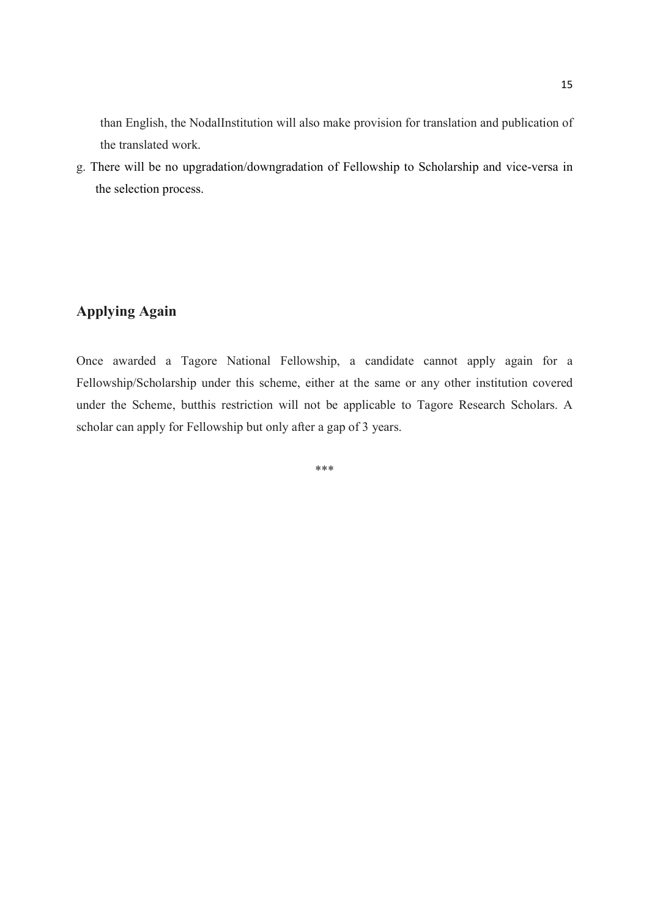than English, the NodalInstitution will also make provision for translation and publication of the translated work.

g. There will be no upgradation/downgradation of Fellowship to Scholarship and vice-versa in the selection process.

## Applying Again

Once awarded a Tagore National Fellowship, a candidate cannot apply again for a Fellowship/Scholarship under this scheme, either at the same or any other institution covered under the Scheme, butthis restriction will not be applicable to Tagore Research Scholars. A scholar can apply for Fellowship but only after a gap of 3 years.

***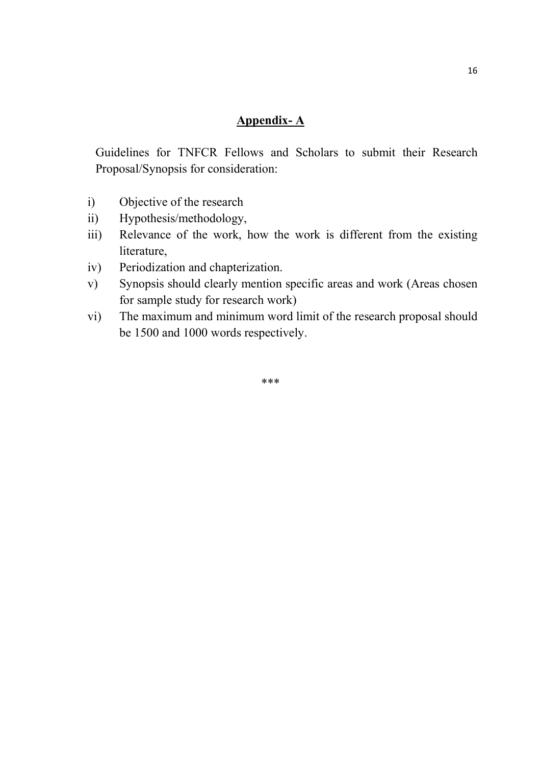## Appendix- A

Guidelines for TNFCR Fellows and Scholars to submit their Research Proposal/Synopsis for consideration:

i) Objective of the research
ii) Hypothesis/methodology,
iii) Relevance of the work, how the work is different from the existing literature,
iv) Periodization and chapterization.
v) Synopsis should clearly mention specific areas and work (Areas chosen for sample study for research work)
vi) The maximum and minimum word limit of the research proposal should be 1500 and 1000 words respectively.

***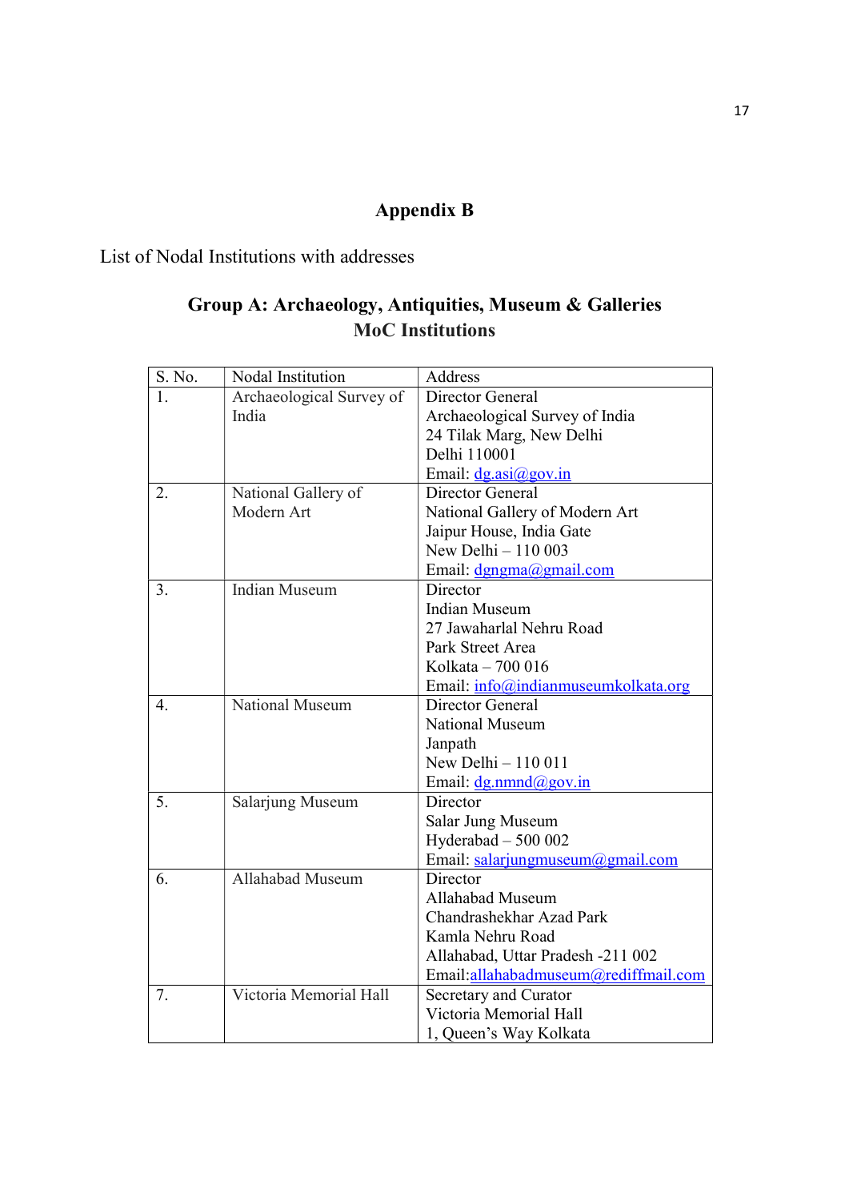## Appendix B

List of Nodal Institutions with addresses

### Group A: Archaeology, Antiquities, Museum & Galleries MoC Institutions

| S. No. | Nodal Institution | Address |
|---|---|---|
| 1. | Archaeological Survey of India | Director General<br>Archaeological Survey of India<br>24 Tilak Marg, New Delhi<br>Delhi 110001<br>Email: dg.asi@gov.in |
| 2. | National Gallery of Modern Art | Director General<br>National Gallery of Modern Art<br>Jaipur House, India Gate<br>New Delhi – 110 003<br>Email: dgngma@gmail.com |
| 3. | Indian Museum | Director<br>Indian Museum<br>27 Jawaharlal Nehru Road<br>Park Street Area<br>Kolkata – 700 016<br>Email: info@indianmuseumkolkata.org |
| 4. | National Museum | Director General<br>National Museum<br>Janpath<br>New Delhi – 110 011<br>Email: dg.nmnd@gov.in |
| 5. | Salarjung Museum | Director<br>Salar Jung Museum<br>Hyderabad – 500 002<br>Email: salarjungmuseum@gmail.com |
| 6. | Allahabad Museum | Director<br>Allahabad Museum<br>Chandrashekhar Azad Park<br>Kamla Nehru Road<br>Allahabad, Uttar Pradesh -211 002<br>Email:allahabadmuseum@rediffmail.com |
| 7. | Victoria Memorial Hall | Secretary and Curator<br>Victoria Memorial Hall<br>1, Queen's Way Kolkata |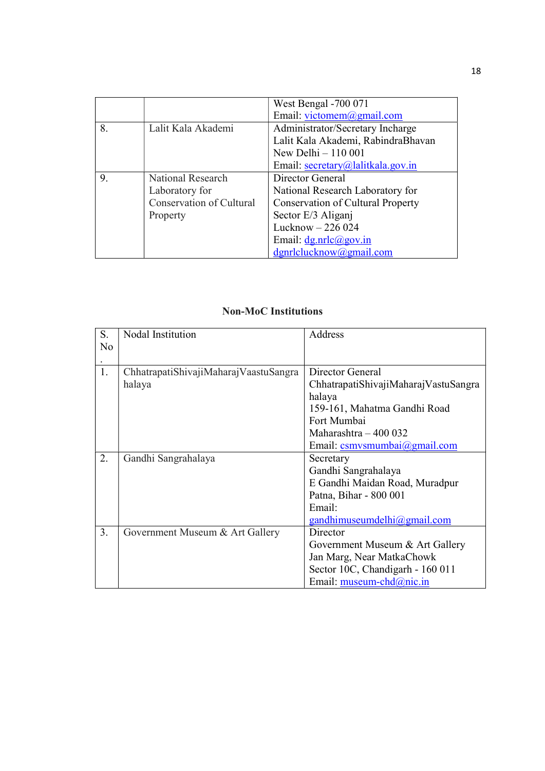|  |  | West Bengal -700 071<br>Email: victomem@gmail.com |
|---|---|---|
| 8. | Lalit Kala Akademi | Administrator/Secretary Incharge<br>Lalit Kala Akademi, RabindraBhavan<br>New Delhi – 110 001<br>Email: secretary@lalitkala.gov.in |
| 9. | National Research Laboratory for Conservation of Cultural Property | Director General<br>National Research Laboratory for Conservation of Cultural Property<br>Sector E/3 Aliganj<br>Lucknow – 226 024<br>Email: dg.nrlc@gov.in<br>dgnrlclucknow@gmail.com |

**Non-MoC Institutions**

| S. No. | Nodal Institution | Address |
|---|---|---|
| 1. | ChhatrapatiShivajiMaharajVaastuSangrahalaya | Director General<br>ChhatrapatiShivajiMaharajVastuSangrahalaya<br>159-161, Mahatma Gandhi Road<br>Fort Mumbai<br>Maharashtra – 400 032<br>Email: csmvsmumbai@gmail.com |
| 2. | Gandhi Sangrahalaya | Secretary<br>Gandhi Sangrahalaya<br>E Gandhi Maidan Road, Muradpur<br>Patna, Bihar - 800 001<br>Email:<br>gandhimuseumdelhi@gmail.com |
| 3. | Government Museum & Art Gallery | Director<br>Government Museum & Art Gallery<br>Jan Marg, Near MatkaChowk<br>Sector 10C, Chandigarh - 160 011<br>Email: museum-chd@nic.in |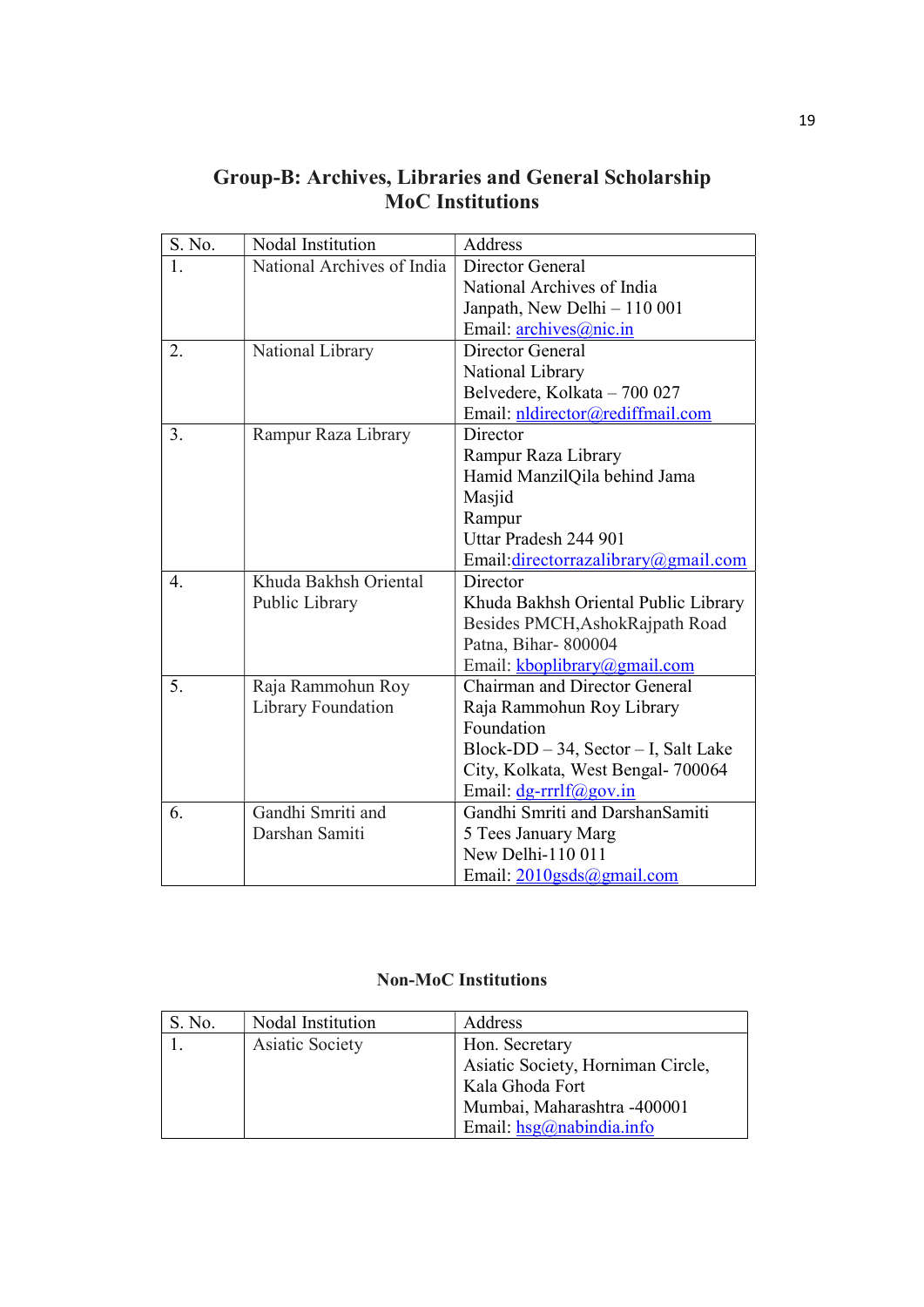## Group-B: Archives, Libraries and General Scholarship MoC Institutions

| S. No. | Nodal Institution | Address |
|---|---|---|
| 1. | National Archives of India | Director General<br>National Archives of India<br>Janpath, New Delhi – 110 001<br>Email: archives@nic.in |
| 2. | National Library | Director General<br>National Library<br>Belvedere, Kolkata – 700 027<br>Email: nldirector@rediffmail.com |
| 3. | Rampur Raza Library | Director<br>Rampur Raza Library<br>Hamid ManzilQila behind Jama Masjid<br>Rampur<br>Uttar Pradesh 244 901<br>Email:directorrazalibrary@gmail.com |
| 4. | Khuda Bakhsh Oriental Public Library | Director<br>Khuda Bakhsh Oriental Public Library<br>Besides PMCH,AshokRajpath Road<br>Patna, Bihar- 800004<br>Email: kboplibrary@gmail.com |
| 5. | Raja Rammohun Roy Library Foundation | Chairman and Director General<br>Raja Rammohun Roy Library Foundation<br>Block-DD – 34, Sector – I, Salt Lake City, Kolkata, West Bengal- 700064<br>Email: dg-rrrlf@gov.in |
| 6. | Gandhi Smriti and Darshan Samiti | Gandhi Smriti and DarshanSamiti<br>5 Tees January Marg<br>New Delhi-110 011<br>Email: 2010gsds@gmail.com |

### Non-MoC Institutions

| S. No. | Nodal Institution | Address |
|---|---|---|
| 1. | Asiatic Society | Hon. Secretary<br>Asiatic Society, Horniman Circle, Kala Ghoda Fort<br>Mumbai, Maharashtra -400001<br>Email: hsg@nabindia.info |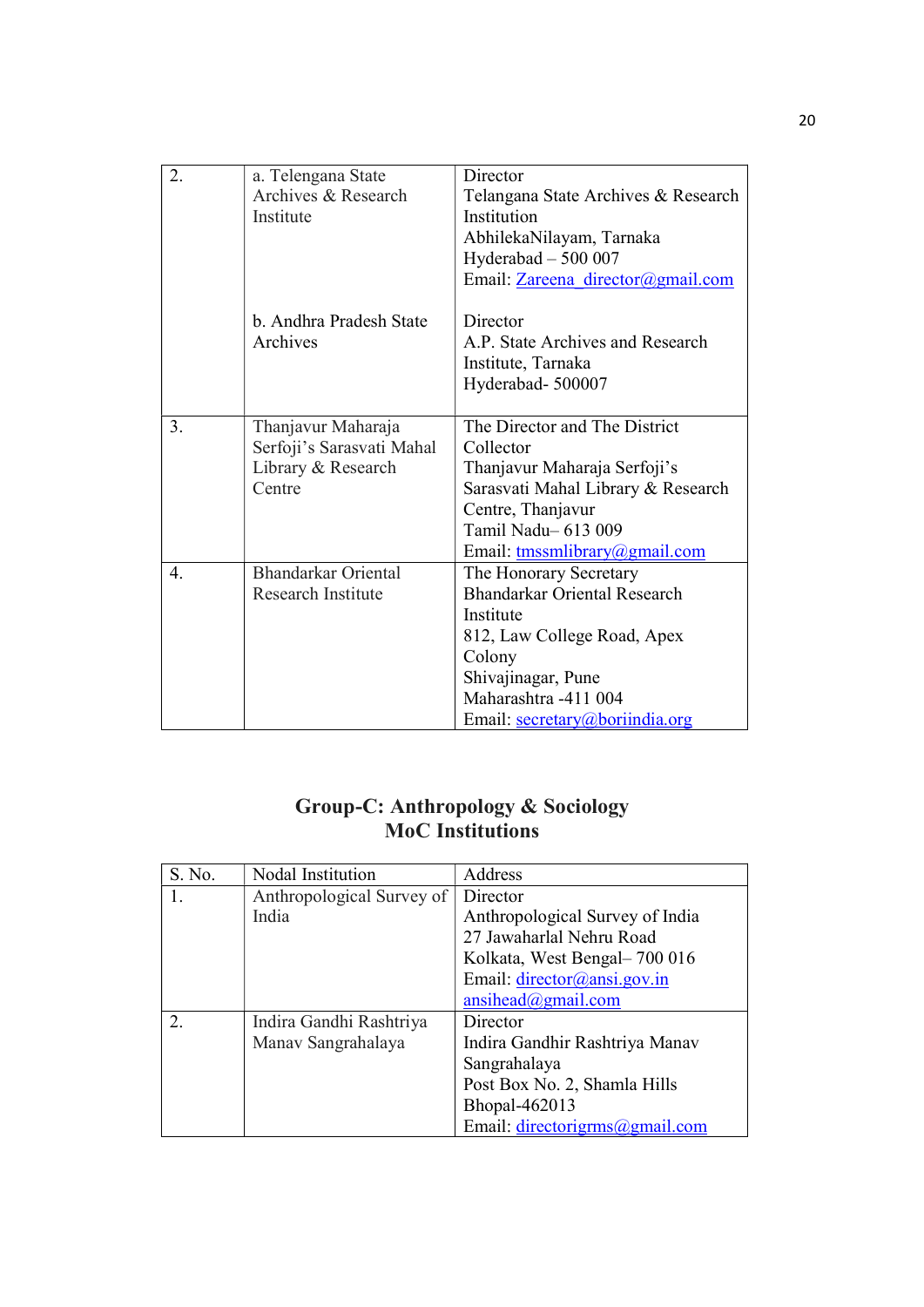| | | |
|---|---|---|
| 2. | a. Telengana State Archives & Research Institute | Director<br>Telangana State Archives & Research Institution<br>AbhilekaNilayam, Tarnaka<br>Hyderabad – 500 007<br>Email: Zareena_director@gmail.com |
| | b. Andhra Pradesh State Archives | Director<br>A.P. State Archives and Research Institute, Tarnaka<br>Hyderabad- 500007 |
| 3. | Thanjavur Maharaja Serfoji's Sarasvati Mahal Library & Research Centre | The Director and The District Collector<br>Thanjavur Maharaja Serfoji's Sarasvati Mahal Library & Research Centre, Thanjavur<br>Tamil Nadu– 613 009<br>Email: tmssmlibrary@gmail.com |
| 4. | Bhandarkar Oriental Research Institute | The Honorary Secretary<br>Bhandarkar Oriental Research Institute<br>812, Law College Road, Apex Colony<br>Shivajinagar, Pune<br>Maharashtra -411 004<br>Email: secretary@boriindia.org |

## Group-C: Anthropology & Sociology
## MoC Institutions

| S. No. | Nodal Institution | Address |
|---|---|---|
| 1. | Anthropological Survey of India | Director<br>Anthropological Survey of India<br>27 Jawaharlal Nehru Road<br>Kolkata, West Bengal– 700 016<br>Email: director@ansi.gov.in<br>ansihead@gmail.com |
| 2. | Indira Gandhi Rashtriya Manav Sangrahalaya | Director<br>Indira Gandhir Rashtriya Manav Sangrahalaya<br>Post Box No. 2, Shamla Hills<br>Bhopal-462013<br>Email: directorigrms@gmail.com |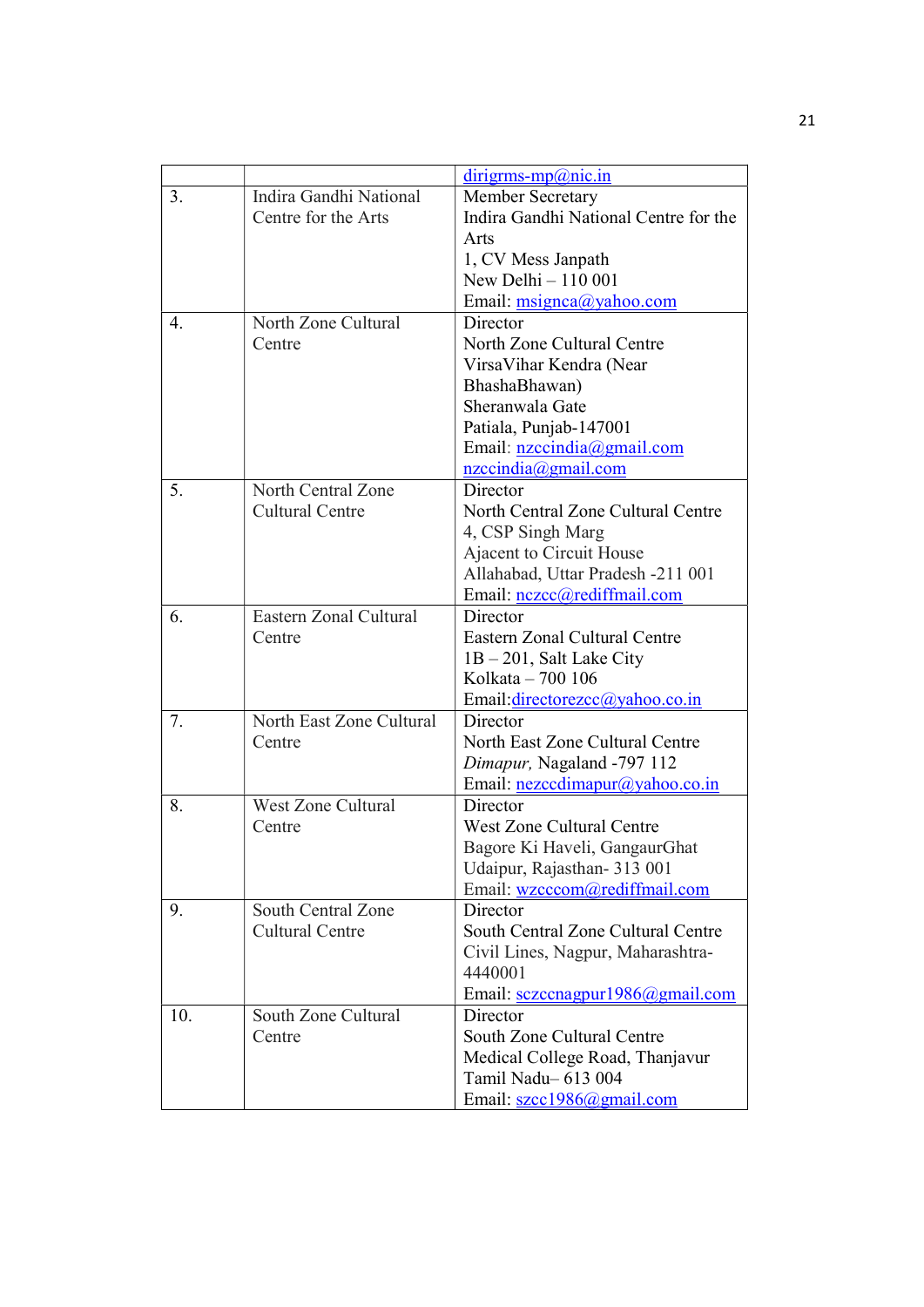|  |  | dirigrms-mp@nic.in |
|---|---|---|
| 3. | Indira Gandhi National Centre for the Arts | Member Secretary<br>Indira Gandhi National Centre for the Arts<br>1, CV Mess Janpath<br>New Delhi – 110 001<br>Email: msignca@yahoo.com |
| 4. | North Zone Cultural Centre | Director<br>North Zone Cultural Centre<br>VirsaVihar Kendra (Near BhashaBhawan)<br>Sheranwala Gate<br>Patiala, Punjab-147001<br>Email: nzccindia@gmail.com<br>nzccindia@gmail.com |
| 5. | North Central Zone Cultural Centre | Director<br>North Central Zone Cultural Centre<br>4, CSP Singh Marg<br>Ajacent to Circuit House<br>Allahabad, Uttar Pradesh -211 001<br>Email: nczcc@rediffmail.com |
| 6. | Eastern Zonal Cultural Centre | Director<br>Eastern Zonal Cultural Centre<br>1B – 201, Salt Lake City<br>Kolkata – 700 106<br>Email:directorezcc@yahoo.co.in |
| 7. | North East Zone Cultural Centre | Director<br>North East Zone Cultural Centre<br>*Dimapur,* Nagaland -797 112<br>Email: nezccdimapur@yahoo.co.in |
| 8. | West Zone Cultural Centre | Director<br>West Zone Cultural Centre<br>Bagore Ki Haveli, GangaurGhat<br>Udaipur, Rajasthan- 313 001<br>Email: wzcccom@rediffmail.com |
| 9. | South Central Zone Cultural Centre | Director<br>South Central Zone Cultural Centre<br>Civil Lines, Nagpur, Maharashtra-4440001<br>Email: sczccnagpur1986@gmail.com |
| 10. | South Zone Cultural Centre | Director<br>South Zone Cultural Centre<br>Medical College Road, Thanjavur<br>Tamil Nadu– 613 004<br>Email: szcc1986@gmail.com |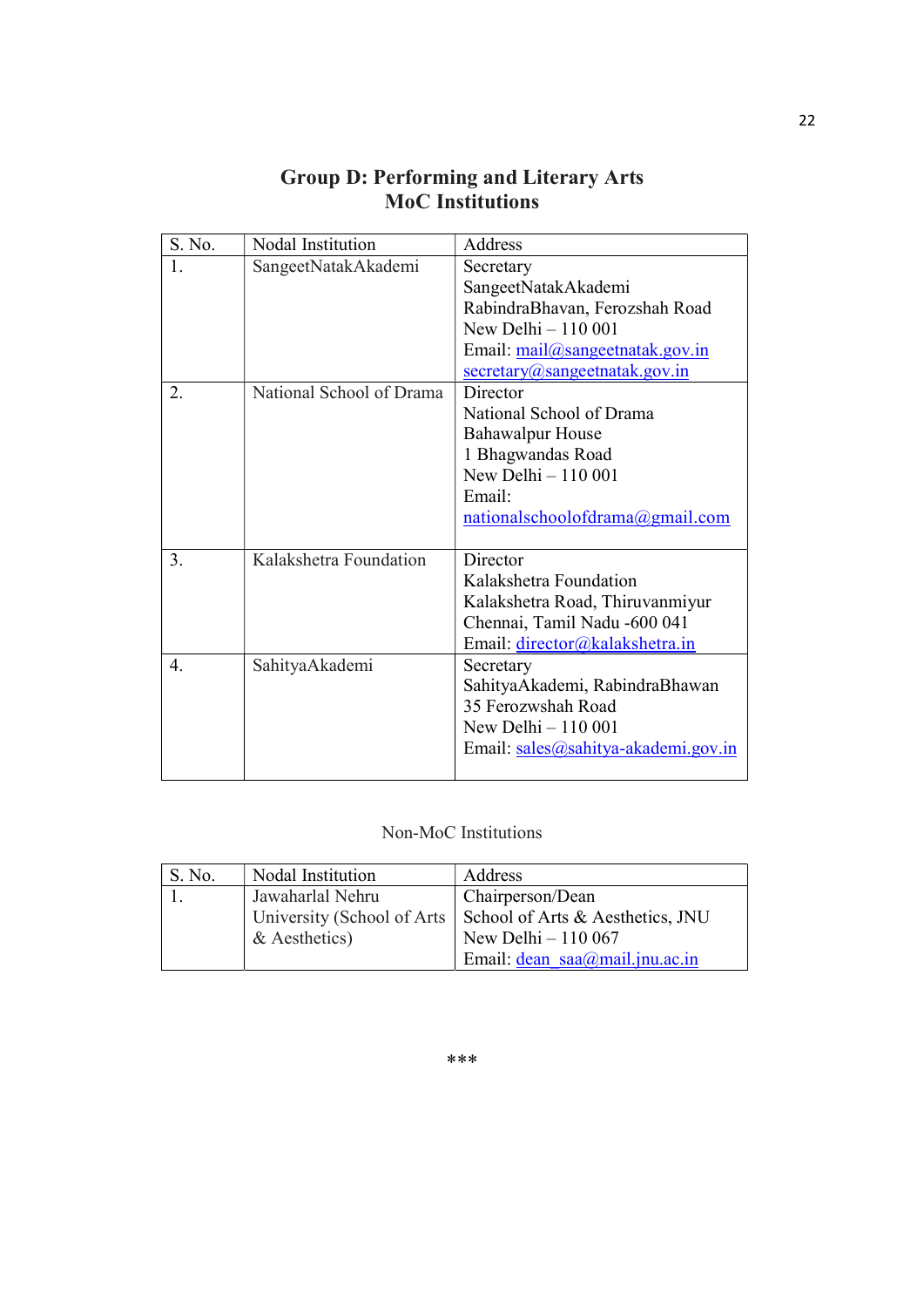## Group D: Performing and Literary Arts
## MoC Institutions

| S. No. | Nodal Institution | Address |
|---|---|---|
| 1. | SangeetNatakAkademi | Secretary<br>SangeetNatakAkademi<br>RabindraBhavan, Ferozshah Road<br>New Delhi – 110 001<br>Email: mail@sangeetnatak.gov.in<br>secretary@sangeetnatak.gov.in |
| 2. | National School of Drama | Director<br>National School of Drama<br>Bahawalpur House<br>1 Bhagwandas Road<br>New Delhi – 110 001<br>Email:<br>nationalschoolofdrama@gmail.com |
| 3. | Kalakshetra Foundation | Director<br>Kalakshetra Foundation<br>Kalakshetra Road, Thiruvanmiyur<br>Chennai, Tamil Nadu -600 041<br>Email: director@kalakshetra.in |
| 4. | SahityaAkademi | Secretary<br>SahityaAkademi, RabindraBhawan<br>35 Ferozwshah Road<br>New Delhi – 110 001<br>Email: sales@sahitya-akademi.gov.in |

Non-MoC Institutions

| S. No. | Nodal Institution | Address |
|---|---|---|
| 1. | Jawaharlal Nehru University (School of Arts & Aesthetics) | Chairperson/Dean<br>School of Arts & Aesthetics, JNU<br>New Delhi – 110 067<br>Email: dean_saa@mail.jnu.ac.in |

***